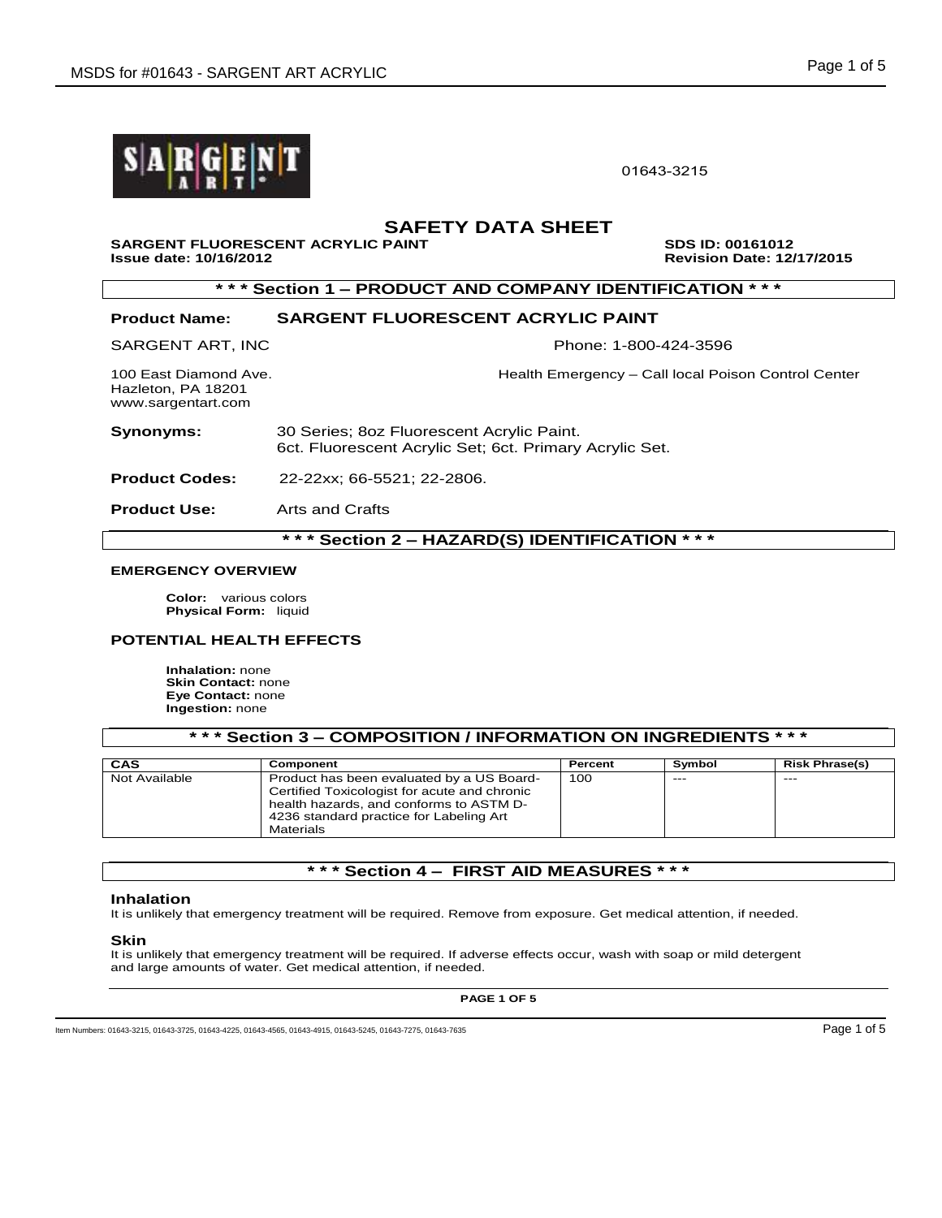01643-3215

# SAFETY DATA SHEET

**SARGENT FLUORESCENT ACRYLIC PAINT** **SDS ID: 00161012**
**Issue date: 10/16/2012** **Revision Date: 12/17/2015**

## * * * Section 1 – PRODUCT AND COMPANY IDENTIFICATION * * *

**Product Name:** **SARGENT FLUORESCENT ACRYLIC PAINT**

SARGENT ART, INC

100 East Diamond Ave.
Hazleton, PA 18201
www.sargentart.com

Phone: 1-800-424-3596

Health Emergency – Call local Poison Control Center

**Synonyms:** 30 Series; 8oz Fluorescent Acrylic Paint.
6ct. Fluorescent Acrylic Set; 6ct. Primary Acrylic Set.

**Product Codes:** 22-22xx; 66-5521; 22-2806.

**Product Use:** Arts and Crafts

## * * * Section 2 – HAZARD(S) IDENTIFICATION * * *

### EMERGENCY OVERVIEW

**Color:** various colors
**Physical Form:** liquid

### POTENTIAL HEALTH EFFECTS

**Inhalation:** none
**Skin Contact:** none
**Eye Contact:** none
**Ingestion:** none

## * * * Section 3 – COMPOSITION / INFORMATION ON INGREDIENTS * * *

| CAS | Component | Percent | Symbol | Risk Phrase(s) |
|---|---|---|---|---|
| Not Available | Product has been evaluated by a US Board-Certified Toxicologist for acute and chronic health hazards, and conforms to ASTM D-4236 standard practice for Labeling Art Materials | 100 | --- | --- |

## * * * Section 4 – FIRST AID MEASURES * * *

### Inhalation

It is unlikely that emergency treatment will be required. Remove from exposure. Get medical attention, if needed.

### Skin

It is unlikely that emergency treatment will be required. If adverse effects occur, wash with soap or mild detergent and large amounts of water. Get medical attention, if needed.

Item Numbers: 01643-3215, 01643-3725, 01643-4225, 01643-4565, 01643-4915, 01643-5245, 01643-7275, 01643-7635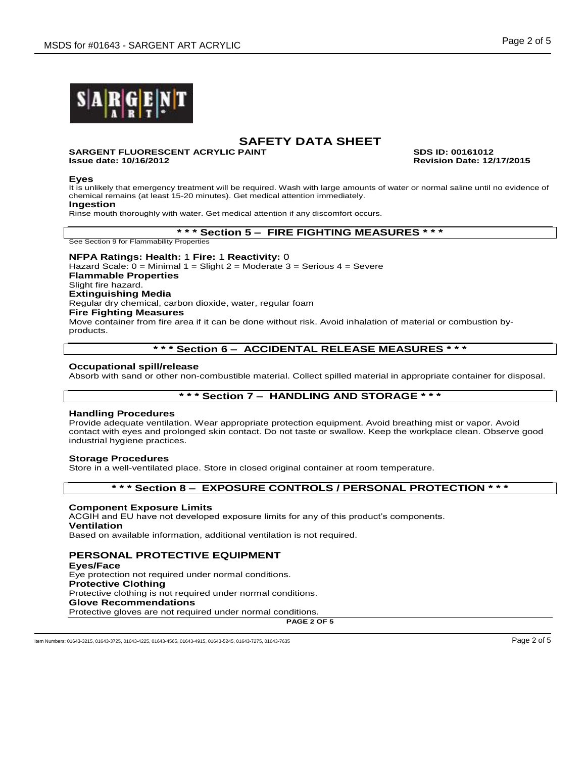# SAFETY DATA SHEET

**SARGENT FLUORESCENT ACRYLIC PAINT** **SDS ID: 00161012**
**Issue date: 10/16/2012** **Revision Date: 12/17/2015**

**Eyes**
It is unlikely that emergency treatment will be required. Wash with large amounts of water or normal saline until no evidence of chemical remains (at least 15-20 minutes). Get medical attention immediately.

**Ingestion**
Rinse mouth thoroughly with water. Get medical attention if any discomfort occurs.

## * * * Section 5 – FIRE FIGHTING MEASURES * * *

See Section 9 for Flammability Properties

**NFPA Ratings: Health:** 1 **Fire:** 1 **Reactivity:** 0
Hazard Scale: 0 = Minimal 1 = Slight 2 = Moderate 3 = Serious 4 = Severe

**Flammable Properties**
Slight fire hazard.

**Extinguishing Media**
Regular dry chemical, carbon dioxide, water, regular foam

**Fire Fighting Measures**
Move container from fire area if it can be done without risk. Avoid inhalation of material or combustion by-products.

## * * * Section 6 – ACCIDENTAL RELEASE MEASURES * * *

**Occupational spill/release**
Absorb with sand or other non-combustible material. Collect spilled material in appropriate container for disposal.

## * * * Section 7 – HANDLING AND STORAGE * * *

**Handling Procedures**
Provide adequate ventilation. Wear appropriate protection equipment. Avoid breathing mist or vapor. Avoid contact with eyes and prolonged skin contact. Do not taste or swallow. Keep the workplace clean. Observe good industrial hygiene practices.

**Storage Procedures**
Store in a well-ventilated place. Store in closed original container at room temperature.

## * * * Section 8 – EXPOSURE CONTROLS / PERSONAL PROTECTION * * *

**Component Exposure Limits**
ACGIH and EU have not developed exposure limits for any of this product's components.

**Ventilation**
Based on available information, additional ventilation is not required.

### PERSONAL PROTECTIVE EQUIPMENT

**Eyes/Face**
Eye protection not required under normal conditions.

**Protective Clothing**
Protective clothing is not required under normal conditions.

**Glove Recommendations**
Protective gloves are not required under normal conditions.

Item Numbers: 01643-3215, 01643-3725, 01643-4225, 01643-4565, 01643-4915, 01643-5245, 01643-7275, 01643-7635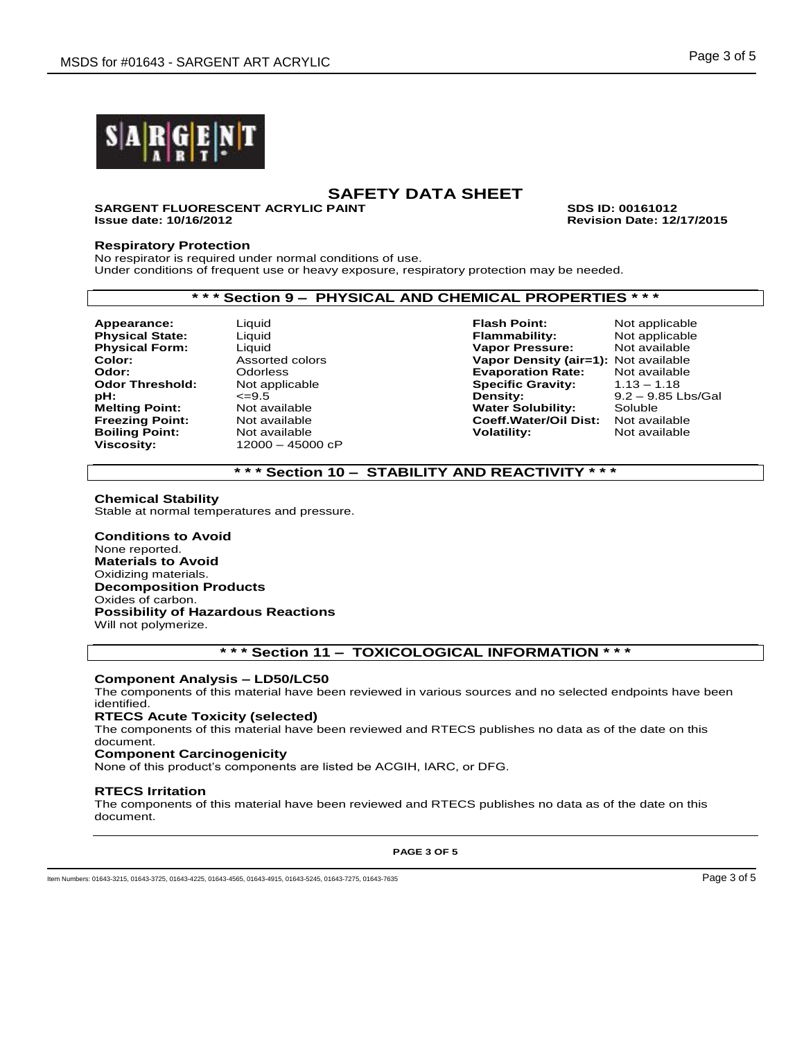# SAFETY DATA SHEET

**SARGENT FLUORESCENT ACRYLIC PAINT** **SDS ID: 00161012**
**Issue date: 10/16/2012** **Revision Date: 12/17/2015**

### Respiratory Protection

No respirator is required under normal conditions of use.
Under conditions of frequent use or heavy exposure, respiratory protection may be needed.

## * * * Section 9 – PHYSICAL AND CHEMICAL PROPERTIES * * *

| | | | |
|---|---|---|---|
| **Appearance:** | Liquid | **Flash Point:** | Not applicable |
| **Physical State:** | Liquid | **Flammability:** | Not applicable |
| **Physical Form:** | Liquid | **Vapor Pressure:** | Not available |
| **Color:** | Assorted colors | **Vapor Density (air=1):** | Not available |
| **Odor:** | Odorless | **Evaporation Rate:** | Not available |
| **Odor Threshold:** | Not applicable | **Specific Gravity:** | 1.13 – 1.18 |
| **pH:** | <=9.5 | **Density:** | 9.2 – 9.85 Lbs/Gal |
| **Melting Point:** | Not available | **Water Solubility:** | Soluble |
| **Freezing Point:** | Not available | **Coeff.Water/Oil Dist:** | Not available |
| **Boiling Point:** | Not available | **Volatility:** | Not available |
| **Viscosity:** | 12000 – 45000 cP | | |

## * * * Section 10 – STABILITY AND REACTIVITY * * *

### Chemical Stability

Stable at normal temperatures and pressure.

### Conditions to Avoid

None reported.

### Materials to Avoid

Oxidizing materials.

### Decomposition Products

Oxides of carbon.

### Possibility of Hazardous Reactions

Will not polymerize.

## * * * Section 11 – TOXICOLOGICAL INFORMATION * * *

### Component Analysis – LD50/LC50

The components of this material have been reviewed in various sources and no selected endpoints have been identified.

### RTECS Acute Toxicity (selected)

The components of this material have been reviewed and RTECS publishes no data as of the date on this document.

### Component Carcinogenicity

None of this product's components are listed be ACGIH, IARC, or DFG.

### RTECS Irritation

The components of this material have been reviewed and RTECS publishes no data as of the date on this document.

Item Numbers: 01643-3215, 01643-3725, 01643-4225, 01643-4565, 01643-4915, 01643-5245, 01643-7275, 01643-7635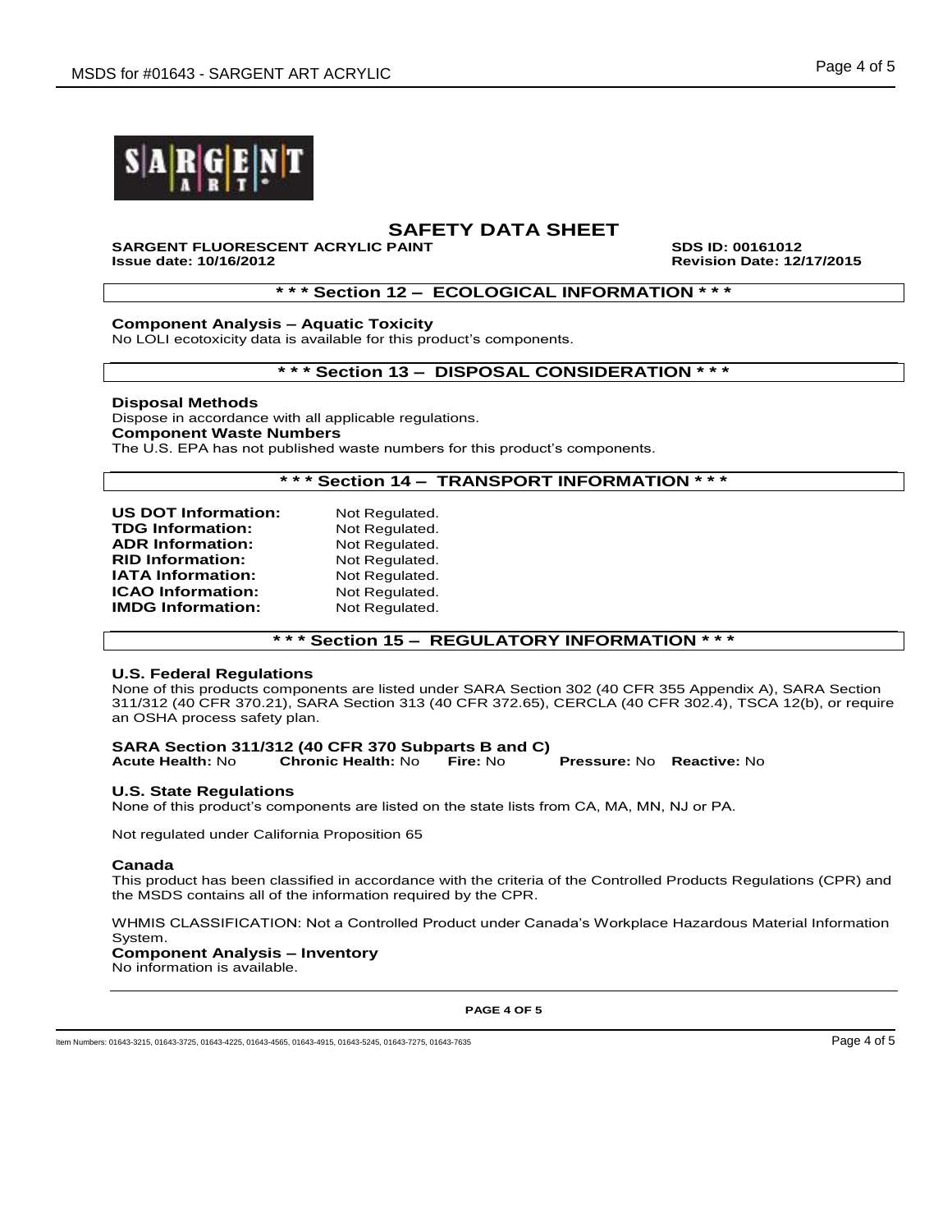# SAFETY DATA SHEET

**SARGENT FLUORESCENT ACRYLIC PAINT** **SDS ID: 00161012**
**Issue date: 10/16/2012** **Revision Date: 12/17/2015**

## * * * Section 12 – ECOLOGICAL INFORMATION * * *

**Component Analysis – Aquatic Toxicity**
No LOLI ecotoxicity data is available for this product's components.

## * * * Section 13 – DISPOSAL CONSIDERATION * * *

**Disposal Methods**
Dispose in accordance with all applicable regulations.
**Component Waste Numbers**
The U.S. EPA has not published waste numbers for this product's components.

## * * * Section 14 – TRANSPORT INFORMATION * * *

| | |
|---|---|
| **US DOT Information:** | Not Regulated. |
| **TDG Information:** | Not Regulated. |
| **ADR Information:** | Not Regulated. |
| **RID Information:** | Not Regulated. |
| **IATA Information:** | Not Regulated. |
| **ICAO Information:** | Not Regulated. |
| **IMDG Information:** | Not Regulated. |

## * * * Section 15 – REGULATORY INFORMATION * * *

**U.S. Federal Regulations**
None of this products components are listed under SARA Section 302 (40 CFR 355 Appendix A), SARA Section 311/312 (40 CFR 370.21), SARA Section 313 (40 CFR 372.65), CERCLA (40 CFR 302.4), TSCA 12(b), or require an OSHA process safety plan.

**SARA Section 311/312 (40 CFR 370 Subparts B and C)**
**Acute Health:** No **Chronic Health:** No **Fire:** No **Pressure:** No **Reactive:** No

**U.S. State Regulations**
None of this product's components are listed on the state lists from CA, MA, MN, NJ or PA.

Not regulated under California Proposition 65

**Canada**
This product has been classified in accordance with the criteria of the Controlled Products Regulations (CPR) and the MSDS contains all of the information required by the CPR.

WHMIS CLASSIFICATION: Not a Controlled Product under Canada's Workplace Hazardous Material Information System.
**Component Analysis – Inventory**
No information is available.

Item Numbers: 01643-3215, 01643-3725, 01643-4225, 01643-4565, 01643-4915, 01643-5245, 01643-7275, 01643-7635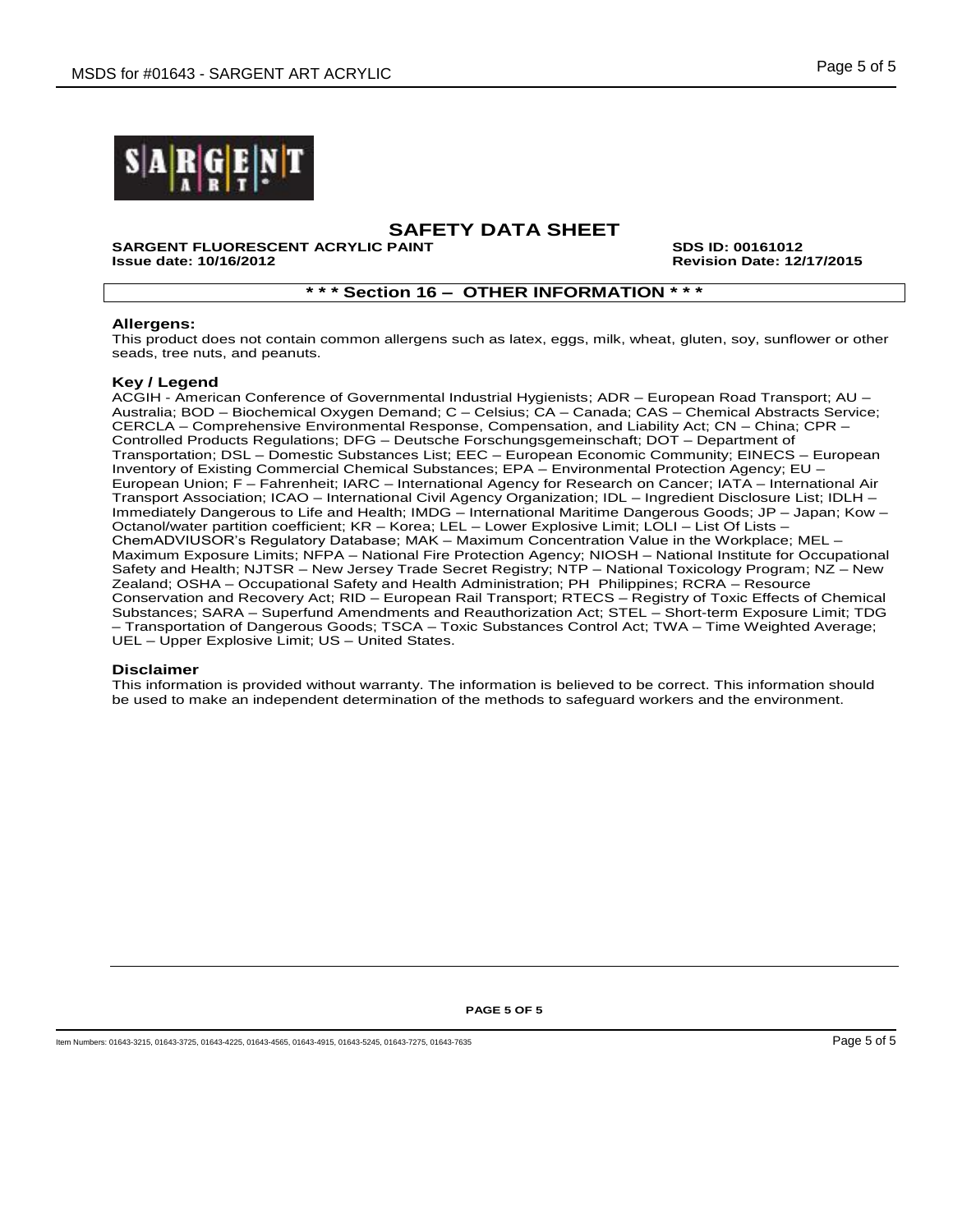# SAFETY DATA SHEET

**SARGENT FLUORESCENT ACRYLIC PAINT** **SDS ID: 00161012**
**Issue date: 10/16/2012** **Revision Date: 12/17/2015**

## * * * Section 16 – OTHER INFORMATION * * *

### Allergens:

This product does not contain common allergens such as latex, eggs, milk, wheat, gluten, soy, sunflower or other seads, tree nuts, and peanuts.

### Key / Legend

ACGIH - American Conference of Governmental Industrial Hygienists; ADR – European Road Transport; AU – Australia; BOD – Biochemical Oxygen Demand; C – Celsius; CA – Canada; CAS – Chemical Abstracts Service; CERCLA – Comprehensive Environmental Response, Compensation, and Liability Act; CN – China; CPR – Controlled Products Regulations; DFG – Deutsche Forschungsgemeinschaft; DOT – Department of Transportation; DSL – Domestic Substances List; EEC – European Economic Community; EINECS – European Inventory of Existing Commercial Chemical Substances; EPA – Environmental Protection Agency; EU – European Union; F – Fahrenheit; IARC – International Agency for Research on Cancer; IATA – International Air Transport Association; ICAO – International Civil Agency Organization; IDL – Ingredient Disclosure List; IDLH – Immediately Dangerous to Life and Health; IMDG – International Maritime Dangerous Goods; JP – Japan; Kow – Octanol/water partition coefficient; KR – Korea; LEL – Lower Explosive Limit; LOLI – List Of Lists – ChemADVIUSOR's Regulatory Database; MAK – Maximum Concentration Value in the Workplace; MEL – Maximum Exposure Limits; NFPA – National Fire Protection Agency; NIOSH – National Institute for Occupational Safety and Health; NJTSR – New Jersey Trade Secret Registry; NTP – National Toxicology Program; NZ – New Zealand; OSHA – Occupational Safety and Health Administration; PH Philippines; RCRA – Resource Conservation and Recovery Act; RID – European Rail Transport; RTECS – Registry of Toxic Effects of Chemical Substances; SARA – Superfund Amendments and Reauthorization Act; STEL – Short-term Exposure Limit; TDG – Transportation of Dangerous Goods; TSCA – Toxic Substances Control Act; TWA – Time Weighted Average; UEL – Upper Explosive Limit; US – United States.

### Disclaimer

This information is provided without warranty. The information is believed to be correct. This information should be used to make an independent determination of the methods to safeguard workers and the environment.

Item Numbers: 01643-3215, 01643-3725, 01643-4225, 01643-4565, 01643-4915, 01643-5245, 01643-7275, 01643-7635